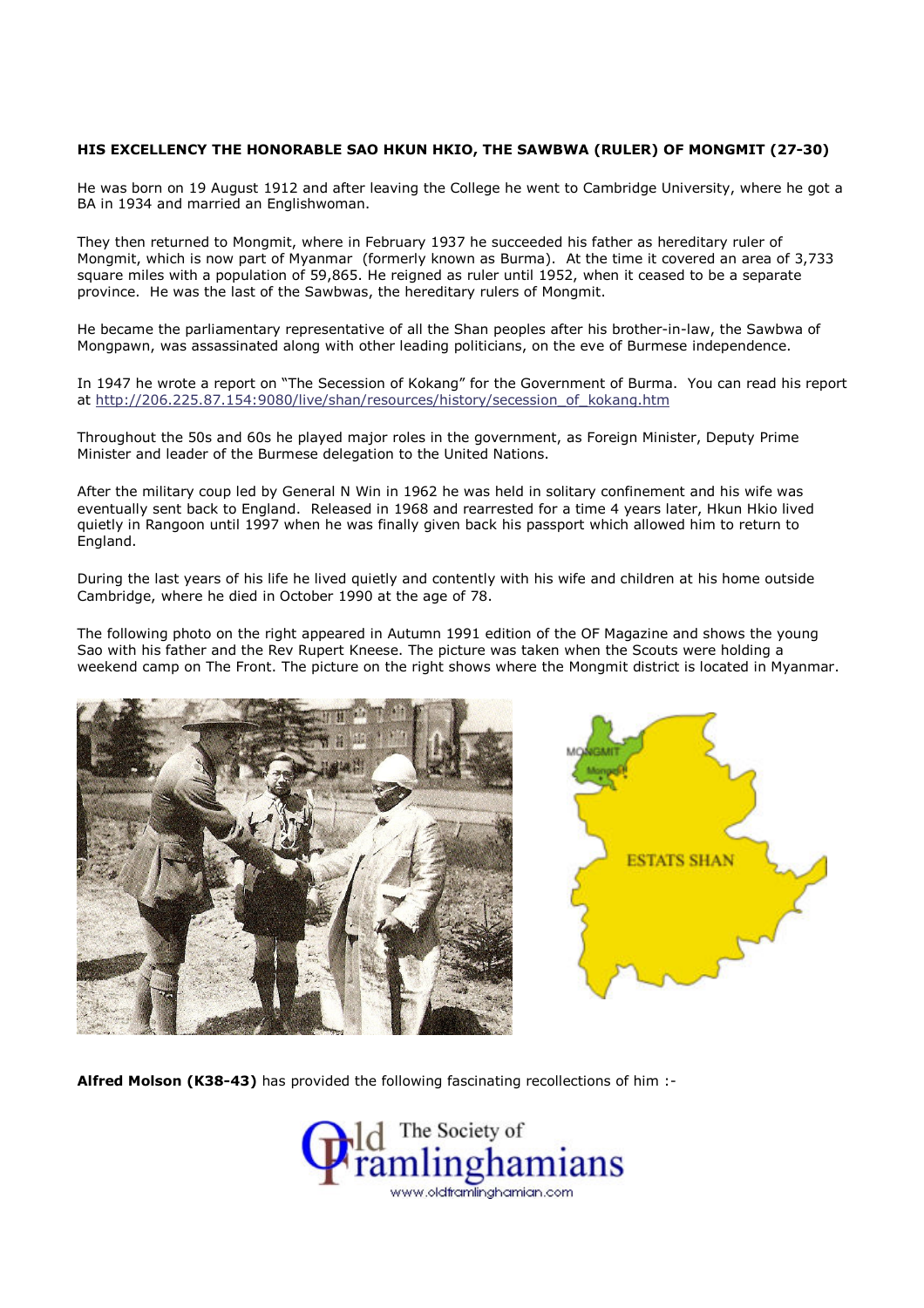**HIS EXCELLENCY THE HONORABLE SAO HKUN HKIO, THE SAWBWA (RULER) OF MONGMIT (27-30)**

He was born on 19 August 1912 and after leaving the College he went to Cambridge University, where he got a BA in 1934 and married an Englishwoman.

They then returned to Mongmit, where in February 1937 he succeeded his father as hereditary ruler of Mongmit, which is now part of Myanmar (formerly known as Burma). At the time it covered an area of 3,733 square miles with a population of 59,865. He reigned as ruler until 1952, when it ceased to be a separate province. He was the last of the Sawbwas, the hereditary rulers of Mongmit.

He became the parliamentary representative of all the Shan peoples after his brother-in-law, the Sawbwa of Mongpawn, was assassinated along with other leading politicians, on the eve of Burmese independence.

In 1947 he wrote a report on "The Secession of Kokang" for the Government of Burma. You can read his report at http://206.225.87.154:9080/live/shan/resources/history/secession_of_kokang.htm

Throughout the 50s and 60s he played major roles in the government, as Foreign Minister, Deputy Prime Minister and leader of the Burmese delegation to the United Nations.

After the military coup led by General N Win in 1962 he was held in solitary confinement and his wife was eventually sent back to England. Released in 1968 and rearrested for a time 4 years later, Hkun Hkio lived quietly in Rangoon until 1997 when he was finally given back his passport which allowed him to return to England.

During the last years of his life he lived quietly and contently with his wife and children at his home outside Cambridge, where he died in October 1990 at the age of 78.

The following photo on the right appeared in Autumn 1991 edition of the OF Magazine and shows the young Sao with his father and the Rev Rupert Kneese. The picture was taken when the Scouts were holding a weekend camp on The Front. The picture on the right shows where the Mongmit district is located in Myanmar.

**Alfred Molson (K38-43)** has provided the following fascinating recollections of him :-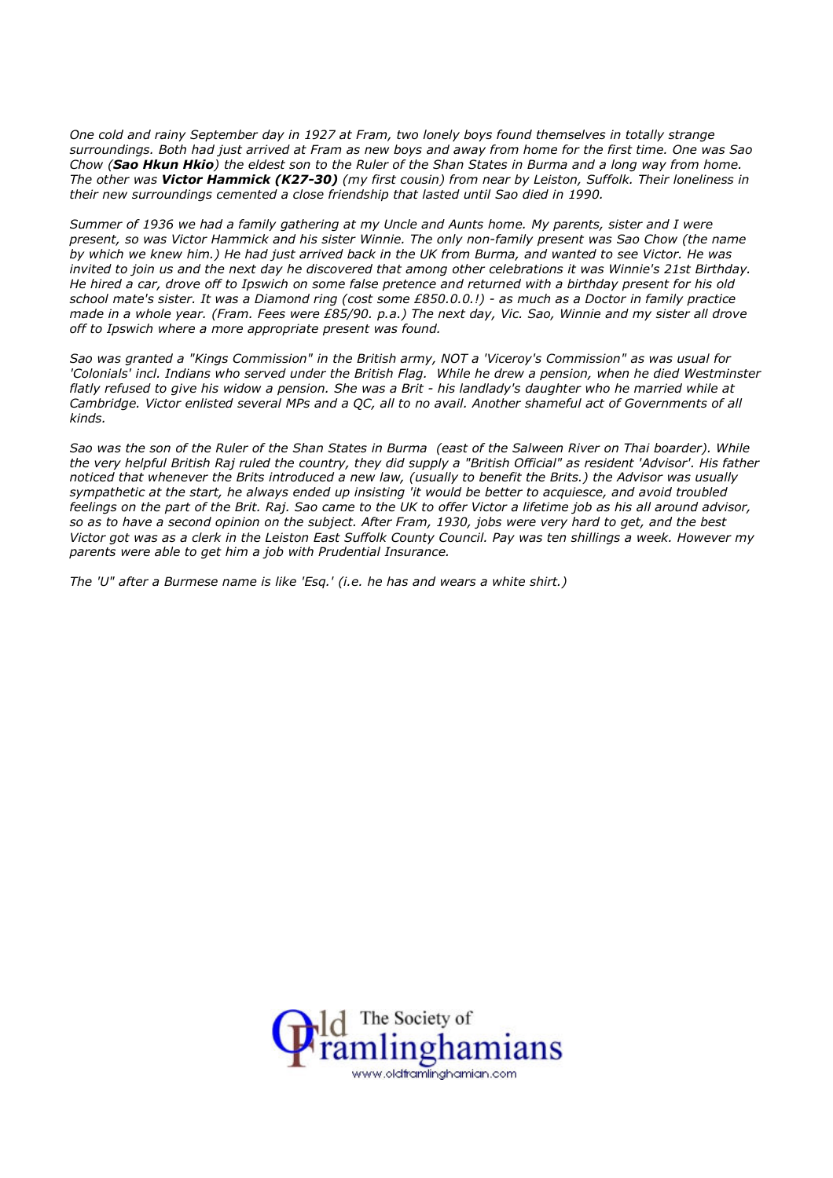*One cold and rainy September day in 1927 at Fram, two lonely boys found themselves in totally strange surroundings. Both had just arrived at Fram as new boys and away from home for the first time. One was Sao Chow (**Sao Hkun Hkio**) the eldest son to the Ruler of the Shan States in Burma and a long way from home. The other was **Victor Hammick (K27-30)** (my first cousin) from near by Leiston, Suffolk. Their loneliness in their new surroundings cemented a close friendship that lasted until Sao died in 1990.*

*Summer of 1936 we had a family gathering at my Uncle and Aunts home. My parents, sister and I were present, so was Victor Hammick and his sister Winnie. The only non-family present was Sao Chow (the name by which we knew him.) He had just arrived back in the UK from Burma, and wanted to see Victor. He was invited to join us and the next day he discovered that among other celebrations it was Winnie's 21st Birthday. He hired a car, drove off to Ipswich on some false pretence and returned with a birthday present for his old school mate's sister. It was a Diamond ring (cost some £850.0.0.!) - as much as a Doctor in family practice made in a whole year. (Fram. Fees were £85/90. p.a.) The next day, Vic. Sao, Winnie and my sister all drove off to Ipswich where a more appropriate present was found.*

*Sao was granted a "Kings Commission" in the British army, NOT a 'Viceroy's Commission" as was usual for 'Colonials' incl. Indians who served under the British Flag. While he drew a pension, when he died Westminster flatly refused to give his widow a pension. She was a Brit - his landlady's daughter who he married while at Cambridge. Victor enlisted several MPs and a QC, all to no avail. Another shameful act of Governments of all kinds.*

*Sao was the son of the Ruler of the Shan States in Burma (east of the Salween River on Thai boarder). While the very helpful British Raj ruled the country, they did supply a "British Official" as resident 'Advisor'. His father noticed that whenever the Brits introduced a new law, (usually to benefit the Brits.) the Advisor was usually sympathetic at the start, he always ended up insisting 'it would be better to acquiesce, and avoid troubled feelings on the part of the Brit. Raj. Sao came to the UK to offer Victor a lifetime job as his all around advisor, so as to have a second opinion on the subject. After Fram, 1930, jobs were very hard to get, and the best Victor got was as a clerk in the Leiston East Suffolk County Council. Pay was ten shillings a week. However my parents were able to get him a job with Prudential Insurance.*

*The 'U" after a Burmese name is like 'Esq.' (i.e. he has and wears a white shirt.)*

The Society of Old Framlinghamians
www.oldframlinghamian.com